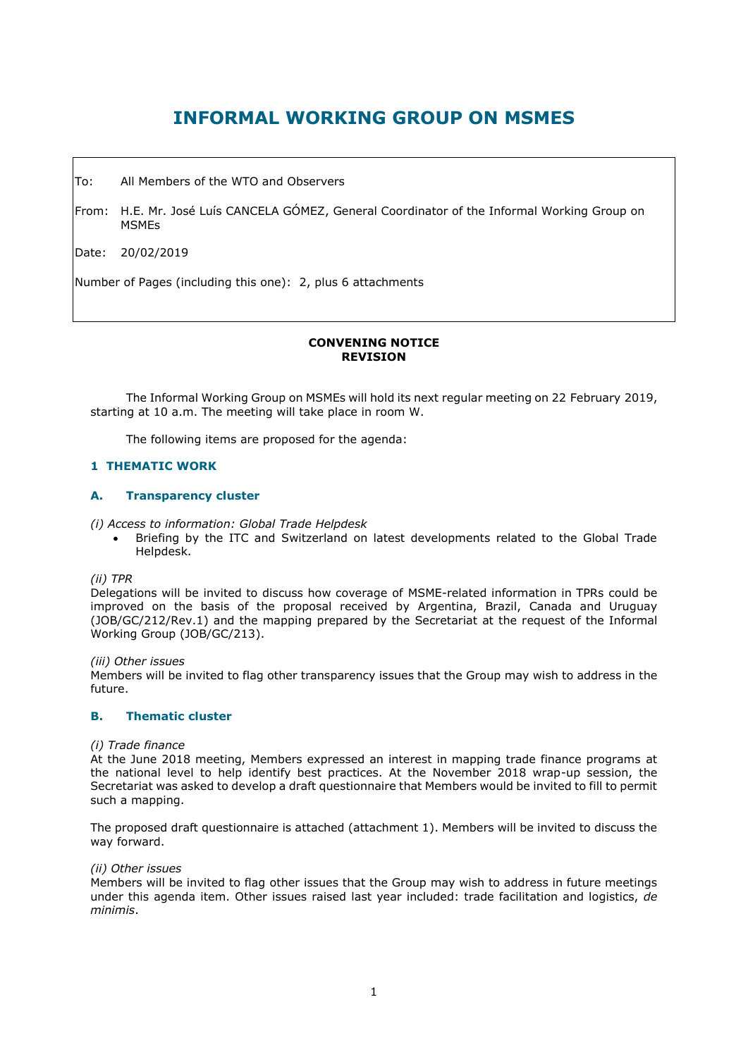# INFORMAL WORKING GROUP ON MSMES

To: All Members of the WTO and Observers

From: H.E. Mr. José Luís CANCELA GÓMEZ, General Coordinator of the Informal Working Group on MSMEs

Date: 20/02/2019

Number of Pages (including this one): 2, plus 6 attachments

**CONVENING NOTICE**
**REVISION**

The Informal Working Group on MSMEs will hold its next regular meeting on 22 February 2019, starting at 10 a.m. The meeting will take place in room W.

The following items are proposed for the agenda:

## 1 THEMATIC WORK

### A. Transparency cluster

*(i) Access to information: Global Trade Helpdesk*

- Briefing by the ITC and Switzerland on latest developments related to the Global Trade Helpdesk.

*(ii) TPR*

Delegations will be invited to discuss how coverage of MSME-related information in TPRs could be improved on the basis of the proposal received by Argentina, Brazil, Canada and Uruguay (JOB/GC/212/Rev.1) and the mapping prepared by the Secretariat at the request of the Informal Working Group (JOB/GC/213).

*(iii) Other issues*

Members will be invited to flag other transparency issues that the Group may wish to address in the future.

### B. Thematic cluster

*(i) Trade finance*

At the June 2018 meeting, Members expressed an interest in mapping trade finance programs at the national level to help identify best practices. At the November 2018 wrap-up session, the Secretariat was asked to develop a draft questionnaire that Members would be invited to fill to permit such a mapping.

The proposed draft questionnaire is attached (attachment 1). Members will be invited to discuss the way forward.

*(ii) Other issues*

Members will be invited to flag other issues that the Group may wish to address in future meetings under this agenda item. Other issues raised last year included: trade facilitation and logistics, *de minimis*.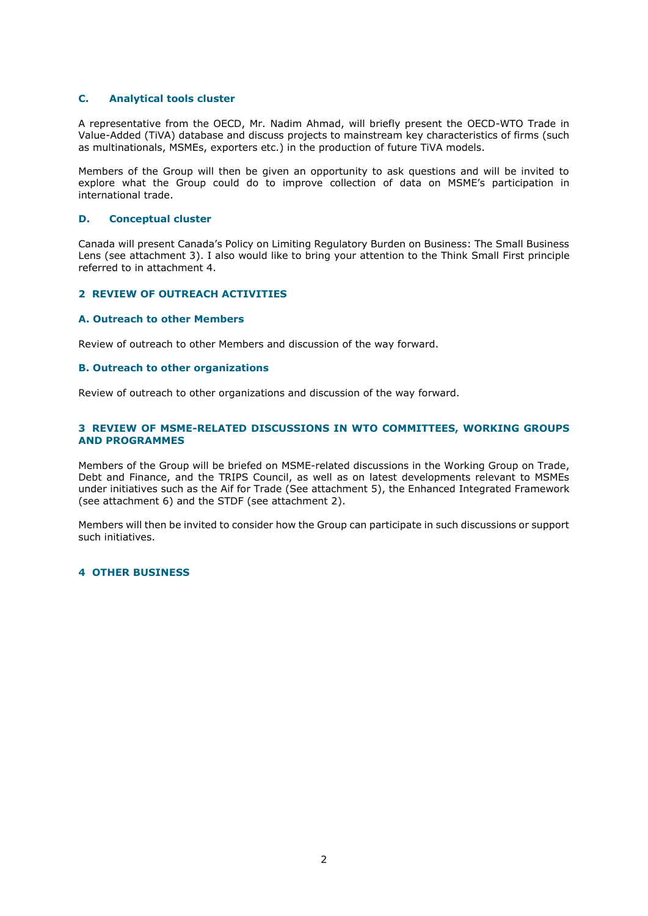### C. Analytical tools cluster

A representative from the OECD, Mr. Nadim Ahmad, will briefly present the OECD-WTO Trade in Value-Added (TiVA) database and discuss projects to mainstream key characteristics of firms (such as multinationals, MSMEs, exporters etc.) in the production of future TiVA models.

Members of the Group will then be given an opportunity to ask questions and will be invited to explore what the Group could do to improve collection of data on MSME's participation in international trade.

### D. Conceptual cluster

Canada will present Canada's Policy on Limiting Regulatory Burden on Business: The Small Business Lens (see attachment 3). I also would like to bring your attention to the Think Small First principle referred to in attachment 4.

## 2 REVIEW OF OUTREACH ACTIVITIES

### A. Outreach to other Members

Review of outreach to other Members and discussion of the way forward.

### B. Outreach to other organizations

Review of outreach to other organizations and discussion of the way forward.

## 3 REVIEW OF MSME-RELATED DISCUSSIONS IN WTO COMMITTEES, WORKING GROUPS AND PROGRAMMES

Members of the Group will be briefed on MSME-related discussions in the Working Group on Trade, Debt and Finance, and the TRIPS Council, as well as on latest developments relevant to MSMEs under initiatives such as the Aif for Trade (See attachment 5), the Enhanced Integrated Framework (see attachment 6) and the STDF (see attachment 2).

Members will then be invited to consider how the Group can participate in such discussions or support such initiatives.

## 4 OTHER BUSINESS